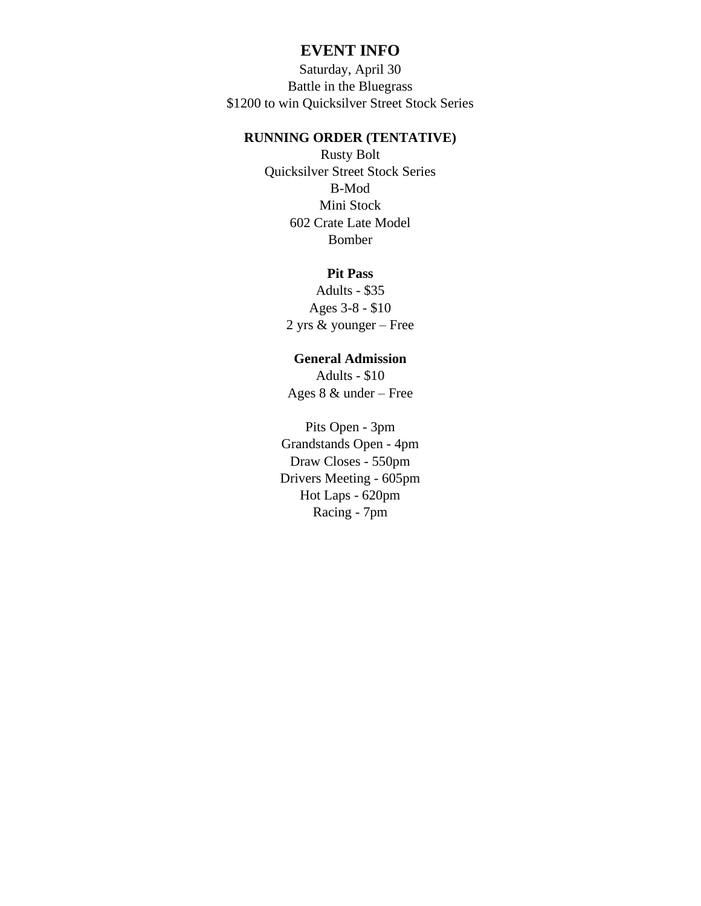# EVENT INFO

Saturday, April 30

Battle in the Bluegrass

$1200 to win Quicksilver Street Stock Series

## RUNNING ORDER (TENTATIVE)

Rusty Bolt

Quicksilver Street Stock Series

B-Mod

Mini Stock

602 Crate Late Model

Bomber

### Pit Pass

Adults - $35

Ages 3-8 - $10

2 yrs & younger – Free

### General Admission

Adults - $10

Ages 8 & under – Free

Pits Open - 3pm

Grandstands Open - 4pm

Draw Closes - 550pm

Drivers Meeting - 605pm

Hot Laps - 620pm

Racing - 7pm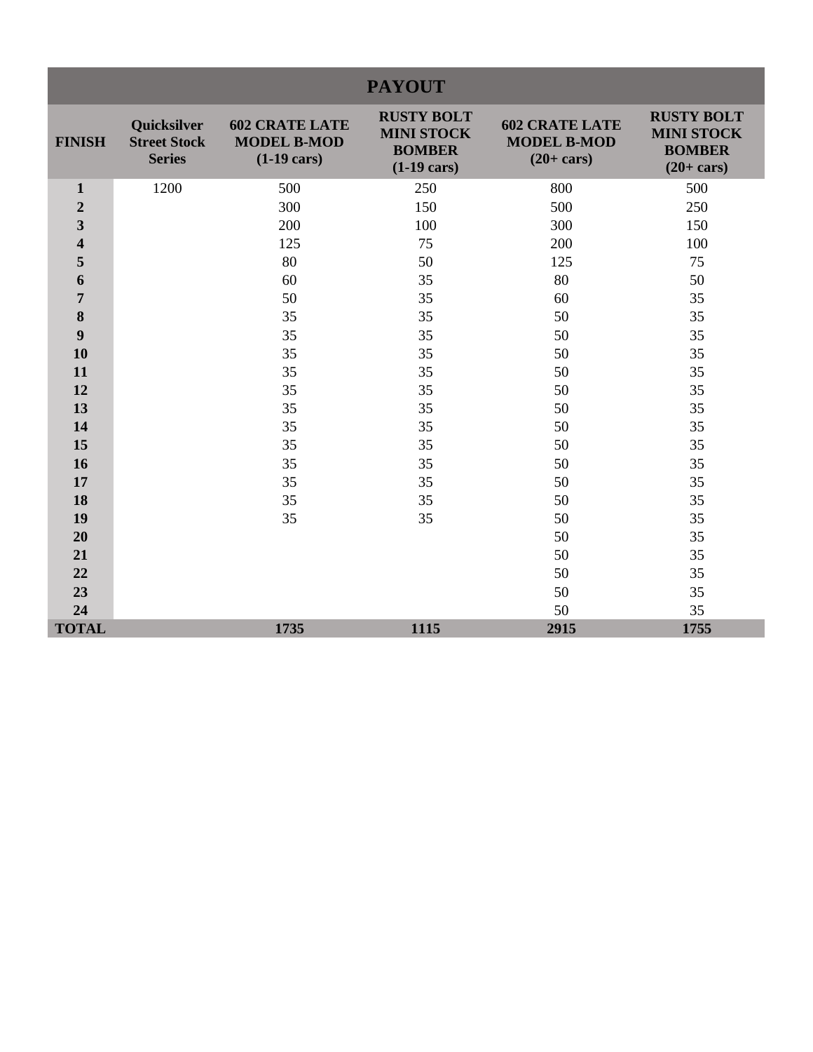## PAYOUT

| FINISH | Quicksilver Street Stock Series | 602 CRATE LATE MODEL B-MOD (1-19 cars) | RUSTY BOLT MINI STOCK BOMBER (1-19 cars) | 602 CRATE LATE MODEL B-MOD (20+ cars) | RUSTY BOLT MINI STOCK BOMBER (20+ cars) |
|---|---|---|---|---|---|
| **1** | 1200 | 500 | 250 | 800 | 500 |
| **2** | | 300 | 150 | 500 | 250 |
| **3** | | 200 | 100 | 300 | 150 |
| **4** | | 125 | 75 | 200 | 100 |
| **5** | | 80 | 50 | 125 | 75 |
| **6** | | 60 | 35 | 80 | 50 |
| **7** | | 50 | 35 | 60 | 35 |
| **8** | | 35 | 35 | 50 | 35 |
| **9** | | 35 | 35 | 50 | 35 |
| **10** | | 35 | 35 | 50 | 35 |
| **11** | | 35 | 35 | 50 | 35 |
| **12** | | 35 | 35 | 50 | 35 |
| **13** | | 35 | 35 | 50 | 35 |
| **14** | | 35 | 35 | 50 | 35 |
| **15** | | 35 | 35 | 50 | 35 |
| **16** | | 35 | 35 | 50 | 35 |
| **17** | | 35 | 35 | 50 | 35 |
| **18** | | 35 | 35 | 50 | 35 |
| **19** | | 35 | 35 | 50 | 35 |
| **20** | | | | 50 | 35 |
| **21** | | | | 50 | 35 |
| **22** | | | | 50 | 35 |
| **23** | | | | 50 | 35 |
| **24** | | | | 50 | 35 |
| **TOTAL** | | **1735** | **1115** | **2915** | **1755** |